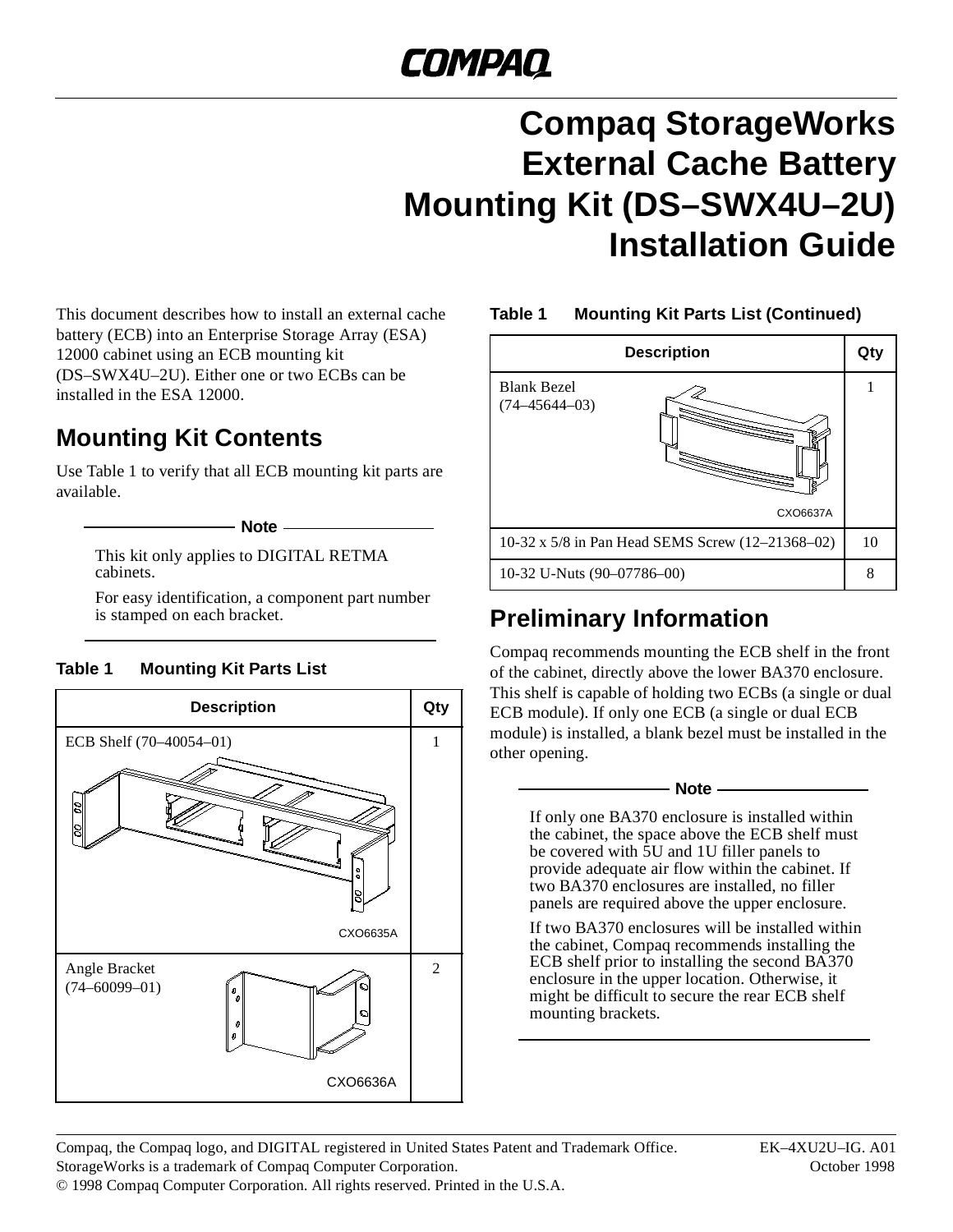COMPAQ

# Compaq StorageWorks External Cache Battery Mounting Kit (DS–SWX4U–2U) Installation Guide

This document describes how to install an external cache battery (ECB) into an Enterprise Storage Array (ESA) 12000 cabinet using an ECB mounting kit (DS–SWX4U–2U). Either one or two ECBs can be installed in the ESA 12000.

## Mounting Kit Contents

Use Table 1 to verify that all ECB mounting kit parts are available.

**Note**

This kit only applies to DIGITAL RETMA cabinets.

For easy identification, a component part number is stamped on each bracket.

**Table 1 Mounting Kit Parts List**

| Description | Qty |
|---|---|
| ECB Shelf (70–40054–01) CXO6635A | 1 |
| Angle Bracket (74–60099–01) CXO6636A | 2 |
| Blank Bezel (74–45644–03) CXO6637A | 1 |
| 10-32 x 5/8 in Pan Head SEMS Screw (12–21368–02) | 10 |
| 10-32 U-Nuts (90–07786–00) | 8 |

## Preliminary Information

Compaq recommends mounting the ECB shelf in the front of the cabinet, directly above the lower BA370 enclosure. This shelf is capable of holding two ECBs (a single or dual ECB module). If only one ECB (a single or dual ECB module) is installed, a blank bezel must be installed in the other opening.

**Note**

If only one BA370 enclosure is installed within the cabinet, the space above the ECB shelf must be covered with 5U and 1U filler panels to provide adequate air flow within the cabinet. If two BA370 enclosures are installed, no filler panels are required above the upper enclosure.

If two BA370 enclosures will be installed within the cabinet, Compaq recommends installing the ECB shelf prior to installing the second BA370 enclosure in the upper location. Otherwise, it might be difficult to secure the rear ECB shelf mounting brackets.

Compaq, the Compaq logo, and DIGITAL registered in United States Patent and Trademark Office.
StorageWorks is a trademark of Compaq Computer Corporation.
© 1998 Compaq Computer Corporation. All rights reserved. Printed in the U.S.A.

EK–4XU2U–IG. A01
October 1998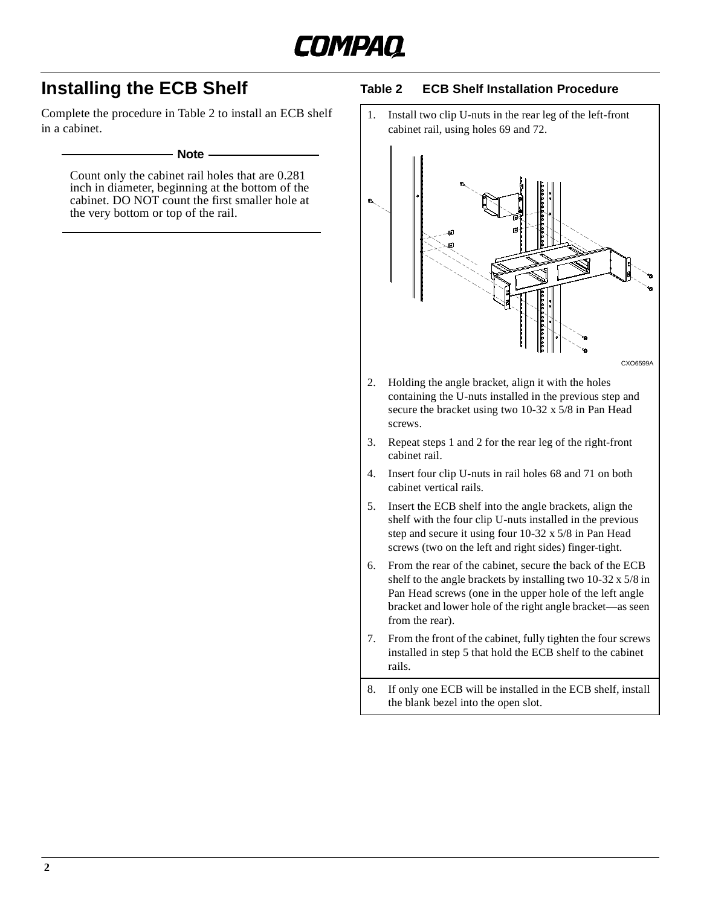## Installing the ECB Shelf

Complete the procedure in Table 2 to install an ECB shelf in a cabinet.

**Note**

Count only the cabinet rail holes that are 0.281 inch in diameter, beginning at the bottom of the cabinet. DO NOT count the first smaller hole at the very bottom or top of the rail.

**Table 2 ECB Shelf Installation Procedure**

1. Install two clip U-nuts in the rear leg of the left-front cabinet rail, using holes 69 and 72.

CXO6599A

2. Holding the angle bracket, align it with the holes containing the U-nuts installed in the previous step and secure the bracket using two 10-32 x 5/8 in Pan Head screws.
3. Repeat steps 1 and 2 for the rear leg of the right-front cabinet rail.
4. Insert four clip U-nuts in rail holes 68 and 71 on both cabinet vertical rails.
5. Insert the ECB shelf into the angle brackets, align the shelf with the four clip U-nuts installed in the previous step and secure it using four 10-32 x 5/8 in Pan Head screws (two on the left and right sides) finger-tight.
6. From the rear of the cabinet, secure the back of the ECB shelf to the angle brackets by installing two 10-32 x 5/8 in Pan Head screws (one in the upper hole of the left angle bracket and lower hole of the right angle bracket—as seen from the rear).
7. From the front of the cabinet, fully tighten the four screws installed in step 5 that hold the ECB shelf to the cabinet rails.
8. If only one ECB will be installed in the ECB shelf, install the blank bezel into the open slot.